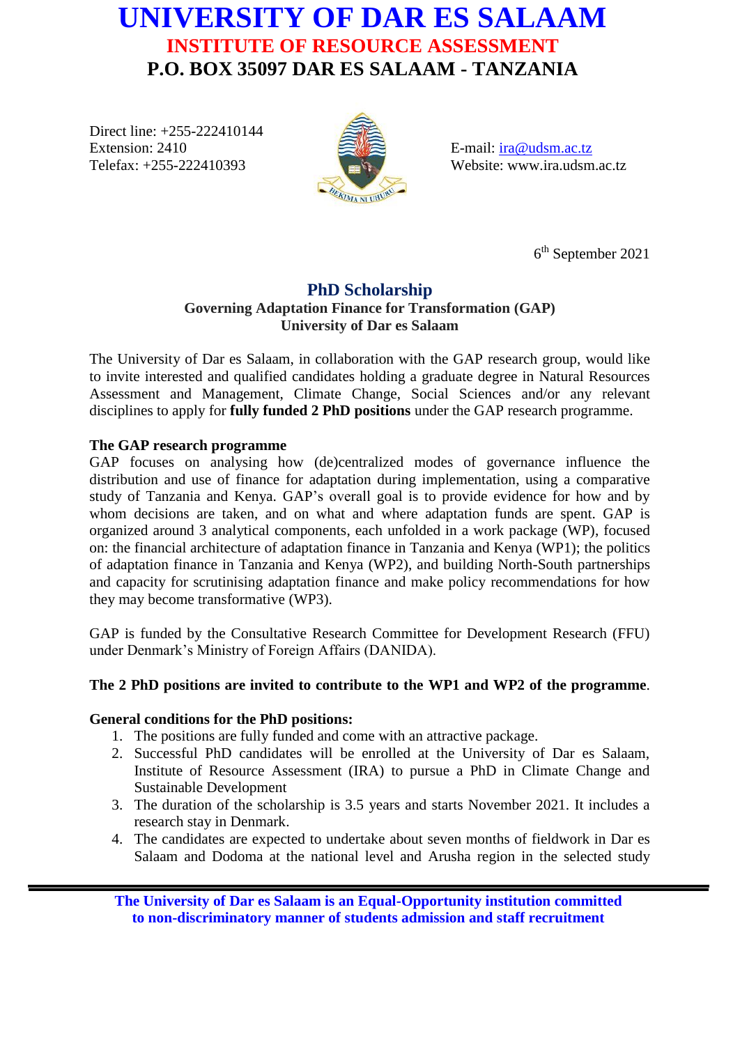# UNIVERSITY OF DAR ES SALAAM

## INSTITUTE OF RESOURCE ASSESSMENT

### P.O. BOX 35097 DAR ES SALAAM - TANZANIA

Direct line: +255-222410144
Extension: 2410
Telefax: +255-222410393

E-mail: ira@udsm.ac.tz
Website: www.ira.udsm.ac.tz

6th September 2021

## PhD Scholarship

**Governing Adaptation Finance for Transformation (GAP)**
**University of Dar es Salaam**

The University of Dar es Salaam, in collaboration with the GAP research group, would like to invite interested and qualified candidates holding a graduate degree in Natural Resources Assessment and Management, Climate Change, Social Sciences and/or any relevant disciplines to apply for **fully funded 2 PhD positions** under the GAP research programme.

**The GAP research programme**

GAP focuses on analysing how (de)centralized modes of governance influence the distribution and use of finance for adaptation during implementation, using a comparative study of Tanzania and Kenya. GAP's overall goal is to provide evidence for how and by whom decisions are taken, and on what and where adaptation funds are spent. GAP is organized around 3 analytical components, each unfolded in a work package (WP), focused on: the financial architecture of adaptation finance in Tanzania and Kenya (WP1); the politics of adaptation finance in Tanzania and Kenya (WP2), and building North-South partnerships and capacity for scrutinising adaptation finance and make policy recommendations for how they may become transformative (WP3).

GAP is funded by the Consultative Research Committee for Development Research (FFU) under Denmark's Ministry of Foreign Affairs (DANIDA).

**The 2 PhD positions are invited to contribute to the WP1 and WP2 of the programme**.

**General conditions for the PhD positions:**

1. The positions are fully funded and come with an attractive package.
2. Successful PhD candidates will be enrolled at the University of Dar es Salaam, Institute of Resource Assessment (IRA) to pursue a PhD in Climate Change and Sustainable Development
3. The duration of the scholarship is 3.5 years and starts November 2021. It includes a research stay in Denmark.
4. The candidates are expected to undertake about seven months of fieldwork in Dar es Salaam and Dodoma at the national level and Arusha region in the selected study

**The University of Dar es Salaam is an Equal-Opportunity institution committed to non-discriminatory manner of students admission and staff recruitment**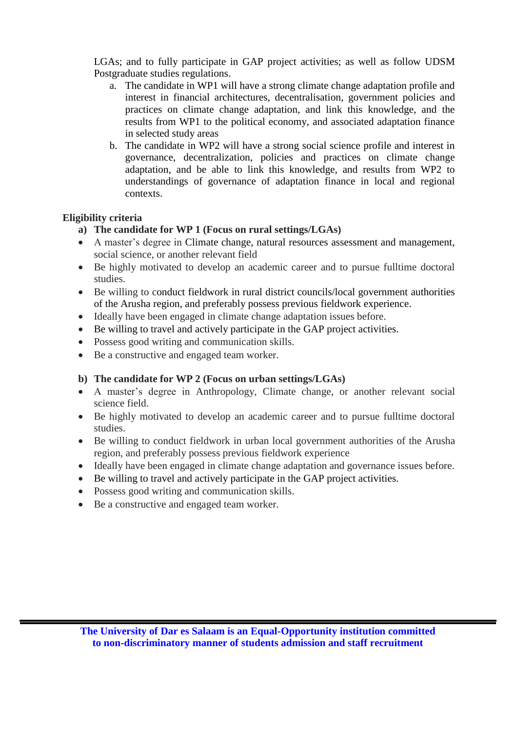LGAs; and to fully participate in GAP project activities; as well as follow UDSM Postgraduate studies regulations.

a. The candidate in WP1 will have a strong climate change adaptation profile and interest in financial architectures, decentralisation, government policies and practices on climate change adaptation, and link this knowledge, and the results from WP1 to the political economy, and associated adaptation finance in selected study areas
b. The candidate in WP2 will have a strong social science profile and interest in governance, decentralization, policies and practices on climate change adaptation, and be able to link this knowledge, and results from WP2 to understandings of governance of adaptation finance in local and regional contexts.

**Eligibility criteria**

**a) The candidate for WP 1 (Focus on rural settings/LGAs)**

- A master's degree in Climate change, natural resources assessment and management, social science, or another relevant field
- Be highly motivated to develop an academic career and to pursue fulltime doctoral studies.
- Be willing to conduct fieldwork in rural district councils/local government authorities of the Arusha region, and preferably possess previous fieldwork experience.
- Ideally have been engaged in climate change adaptation issues before.
- Be willing to travel and actively participate in the GAP project activities.
- Possess good writing and communication skills.
- Be a constructive and engaged team worker.

**b) The candidate for WP 2 (Focus on urban settings/LGAs)**

- A master's degree in Anthropology, Climate change, or another relevant social science field.
- Be highly motivated to develop an academic career and to pursue fulltime doctoral studies.
- Be willing to conduct fieldwork in urban local government authorities of the Arusha region, and preferably possess previous fieldwork experience
- Ideally have been engaged in climate change adaptation and governance issues before.
- Be willing to travel and actively participate in the GAP project activities.
- Possess good writing and communication skills.
- Be a constructive and engaged team worker.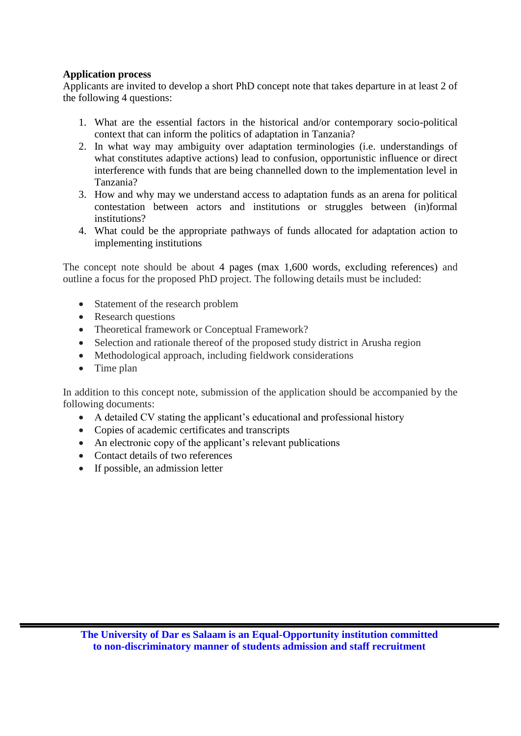**Application process**

Applicants are invited to develop a short PhD concept note that takes departure in at least 2 of the following 4 questions:

1. What are the essential factors in the historical and/or contemporary socio-political context that can inform the politics of adaptation in Tanzania?
2. In what way may ambiguity over adaptation terminologies (i.e. understandings of what constitutes adaptive actions) lead to confusion, opportunistic influence or direct interference with funds that are being channelled down to the implementation level in Tanzania?
3. How and why may we understand access to adaptation funds as an arena for political contestation between actors and institutions or struggles between (in)formal institutions?
4. What could be the appropriate pathways of funds allocated for adaptation action to implementing institutions

The concept note should be about 4 pages (max 1,600 words, excluding references) and outline a focus for the proposed PhD project. The following details must be included:

- Statement of the research problem
- Research questions
- Theoretical framework or Conceptual Framework?
- Selection and rationale thereof of the proposed study district in Arusha region
- Methodological approach, including fieldwork considerations
- Time plan

In addition to this concept note, submission of the application should be accompanied by the following documents:

- A detailed CV stating the applicant's educational and professional history
- Copies of academic certificates and transcripts
- An electronic copy of the applicant's relevant publications
- Contact details of two references
- If possible, an admission letter

**The University of Dar es Salaam is an Equal-Opportunity institution committed to non-discriminatory manner of students admission and staff recruitment**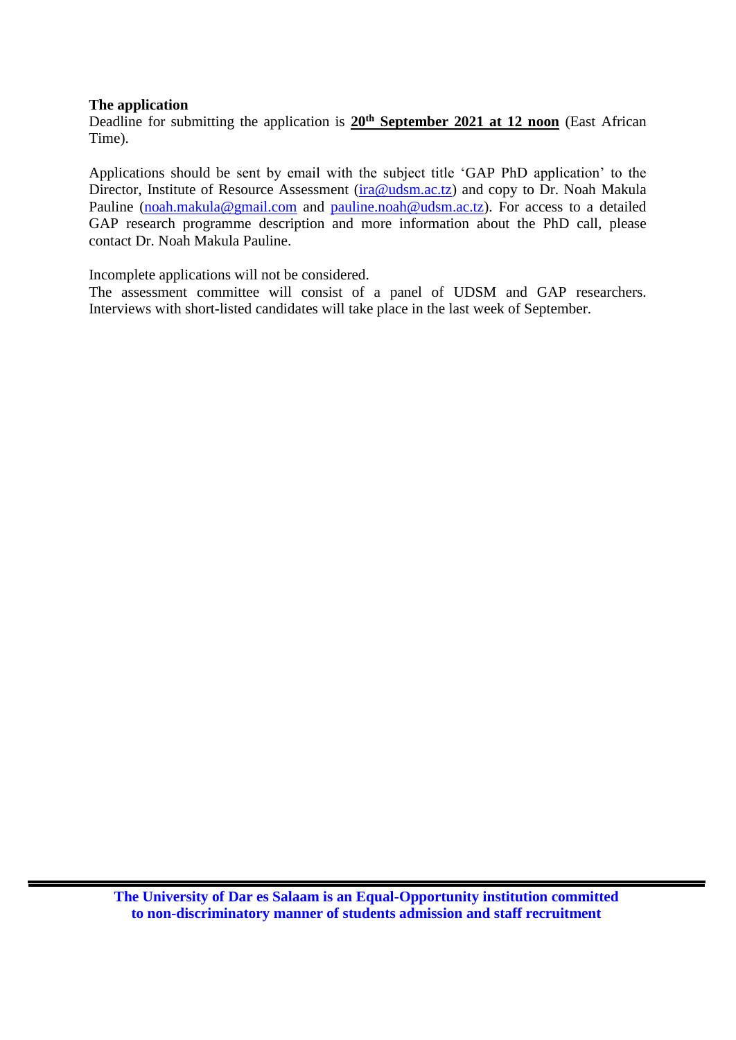**The application**

Deadline for submitting the application is **20th September 2021 at 12 noon** (East African Time).

Applications should be sent by email with the subject title 'GAP PhD application' to the Director, Institute of Resource Assessment (ira@udsm.ac.tz) and copy to Dr. Noah Makula Pauline (noah.makula@gmail.com and pauline.noah@udsm.ac.tz). For access to a detailed GAP research programme description and more information about the PhD call, please contact Dr. Noah Makula Pauline.

Incomplete applications will not be considered.

The assessment committee will consist of a panel of UDSM and GAP researchers. Interviews with short-listed candidates will take place in the last week of September.

**The University of Dar es Salaam is an Equal-Opportunity institution committed to non-discriminatory manner of students admission and staff recruitment**